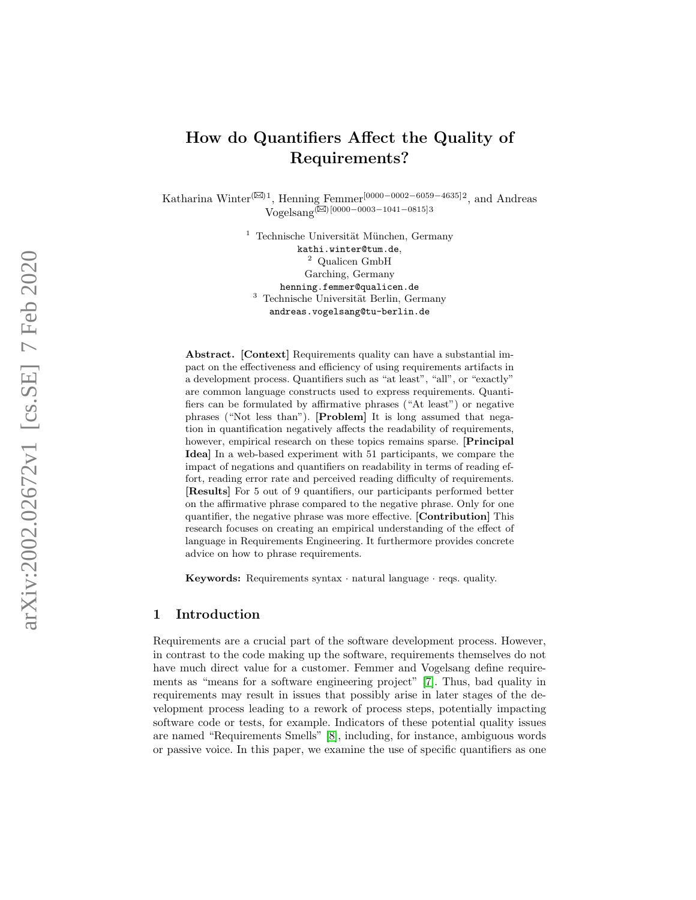# How do Quantifiers Affect the Quality of Requirements?

Katharina Winter(✉)[1], Henning Femmer[0000-0002-6059-4635][2], and Andreas Vogelsang(✉)[0000-0003-1041-0815][3]

[1] Technische Universität München, Germany
kathi.winter@tum.de,
[2] Qualicen GmbH
Garching, Germany
henning.femmer@qualicen.de
[3] Technische Universität Berlin, Germany
andreas.vogelsang@tu-berlin.de

**Abstract.** **[Context]** Requirements quality can have a substantial impact on the effectiveness and efficiency of using requirements artifacts in a development process. Quantifiers such as "at least", "all", or "exactly" are common language constructs used to express requirements. Quantifiers can be formulated by affirmative phrases ("At least") or negative phrases ("Not less than"). **[Problem]** It is long assumed that negation in quantification negatively affects the readability of requirements, however, empirical research on these topics remains sparse. **[Principal Idea]** In a web-based experiment with 51 participants, we compare the impact of negations and quantifiers on readability in terms of reading effort, reading error rate and perceived reading difficulty of requirements. **[Results]** For 5 out of 9 quantifiers, our participants performed better on the affirmative phrase compared to the negative phrase. Only for one quantifier, the negative phrase was more effective. **[Contribution]** This research focuses on creating an empirical understanding of the effect of language in Requirements Engineering. It furthermore provides concrete advice on how to phrase requirements.

**Keywords:** Requirements syntax · natural language · reqs. quality.

## 1 Introduction

Requirements are a crucial part of the software development process. However, in contrast to the code making up the software, requirements themselves do not have much direct value for a customer. Femmer and Vogelsang define requirements as "means for a software engineering project" [7]. Thus, bad quality in requirements may result in issues that possibly arise in later stages of the development process leading to a rework of process steps, potentially impacting software code or tests, for example. Indicators of these potential quality issues are named "Requirements Smells" [8], including, for instance, ambiguous words or passive voice. In this paper, we examine the use of specific quantifiers as one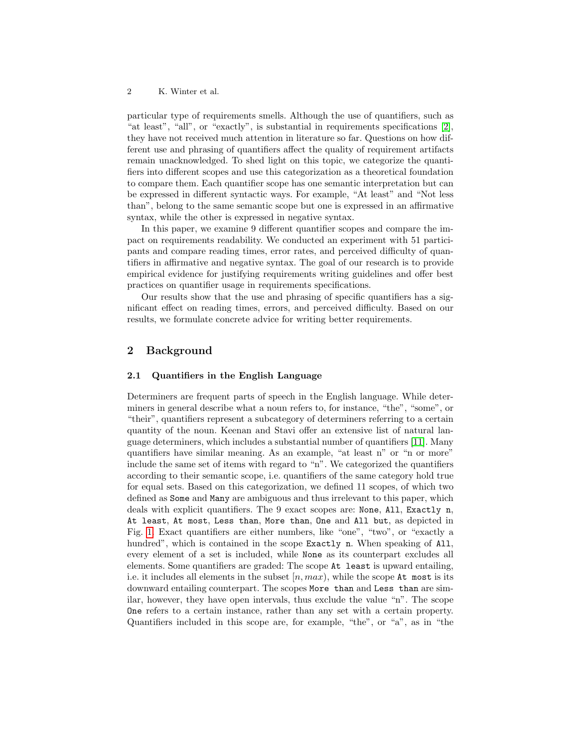particular type of requirements smells. Although the use of quantifiers, such as "at least", "all", or "exactly", is substantial in requirements specifications [2], they have not received much attention in literature so far. Questions on how different use and phrasing of quantifiers affect the quality of requirement artifacts remain unacknowledged. To shed light on this topic, we categorize the quantifiers into different scopes and use this categorization as a theoretical foundation to compare them. Each quantifier scope has one semantic interpretation but can be expressed in different syntactic ways. For example, "At least" and "Not less than", belong to the same semantic scope but one is expressed in an affirmative syntax, while the other is expressed in negative syntax.

In this paper, we examine 9 different quantifier scopes and compare the impact on requirements readability. We conducted an experiment with 51 participants and compare reading times, error rates, and perceived difficulty of quantifiers in affirmative and negative syntax. The goal of our research is to provide empirical evidence for justifying requirements writing guidelines and offer best practices on quantifier usage in requirements specifications.

Our results show that the use and phrasing of specific quantifiers has a significant effect on reading times, errors, and perceived difficulty. Based on our results, we formulate concrete advice for writing better requirements.

## 2 Background

### 2.1 Quantifiers in the English Language

Determiners are frequent parts of speech in the English language. While determiners in general describe what a noun refers to, for instance, "the", "some", or "their", quantifiers represent a subcategory of determiners referring to a certain quantity of the noun. Keenan and Stavi offer an extensive list of natural language determiners, which includes a substantial number of quantifiers [11]. Many quantifiers have similar meaning. As an example, "at least n" or "n or more" include the same set of items with regard to "n". We categorized the quantifiers according to their semantic scope, i.e. quantifiers of the same category hold true for equal sets. Based on this categorization, we defined 11 scopes, of which two defined as `Some` and `Many` are ambiguous and thus irrelevant to this paper, which deals with explicit quantifiers. The 9 exact scopes are: `None`, `All`, `Exactly n`, `At least`, `At most`, `Less than`, `More than`, `One` and `All but`, as depicted in Fig. 1. Exact quantifiers are either numbers, like "one", "two", or "exactly a hundred", which is contained in the scope `Exactly n`. When speaking of `All`, every element of a set is included, while `None` as its counterpart excludes all elements. Some quantifiers are graded: The scope `At least` is upward entailing, i.e. it includes all elements in the subset $[n, max)$, while the scope `At most` is its downward entailing counterpart. The scopes `More than` and `Less than` are similar, however, they have open intervals, thus exclude the value "n". The scope `One` refers to a certain instance, rather than any set with a certain property. Quantifiers included in this scope are, for example, "the", or "a", as in "the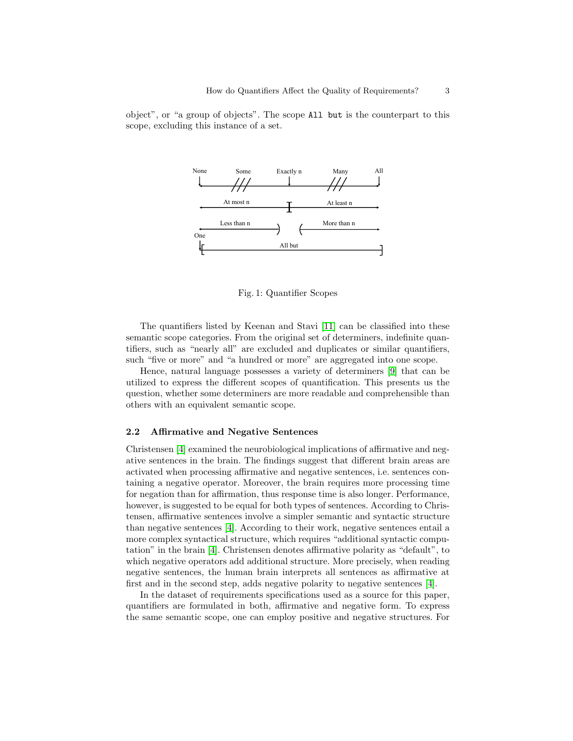object", or "a group of objects". The scope `All but` is the counterpart to this scope, excluding this instance of a set.

Fig. 1: Quantifier Scopes

The quantifiers listed by Keenan and Stavi [11] can be classified into these semantic scope categories. From the original set of determiners, indefinite quantifiers, such as "nearly all" are excluded and duplicates or similar quantifiers, such "five or more" and "a hundred or more" are aggregated into one scope.

Hence, natural language possesses a variety of determiners [9] that can be utilized to express the different scopes of quantification. This presents us the question, whether some determiners are more readable and comprehensible than others with an equivalent semantic scope.

### 2.2 Affirmative and Negative Sentences

Christensen [4] examined the neurobiological implications of affirmative and negative sentences in the brain. The findings suggest that different brain areas are activated when processing affirmative and negative sentences, i.e. sentences containing a negative operator. Moreover, the brain requires more processing time for negation than for affirmation, thus response time is also longer. Performance, however, is suggested to be equal for both types of sentences. According to Christensen, affirmative sentences involve a simpler semantic and syntactic structure than negative sentences [4]. According to their work, negative sentences entail a more complex syntactical structure, which requires "additional syntactic computation" in the brain [4]. Christensen denotes affirmative polarity as "default", to which negative operators add additional structure. More precisely, when reading negative sentences, the human brain interprets all sentences as affirmative at first and in the second step, adds negative polarity to negative sentences [4].

In the dataset of requirements specifications used as a source for this paper, quantifiers are formulated in both, affirmative and negative form. To express the same semantic scope, one can employ positive and negative structures. For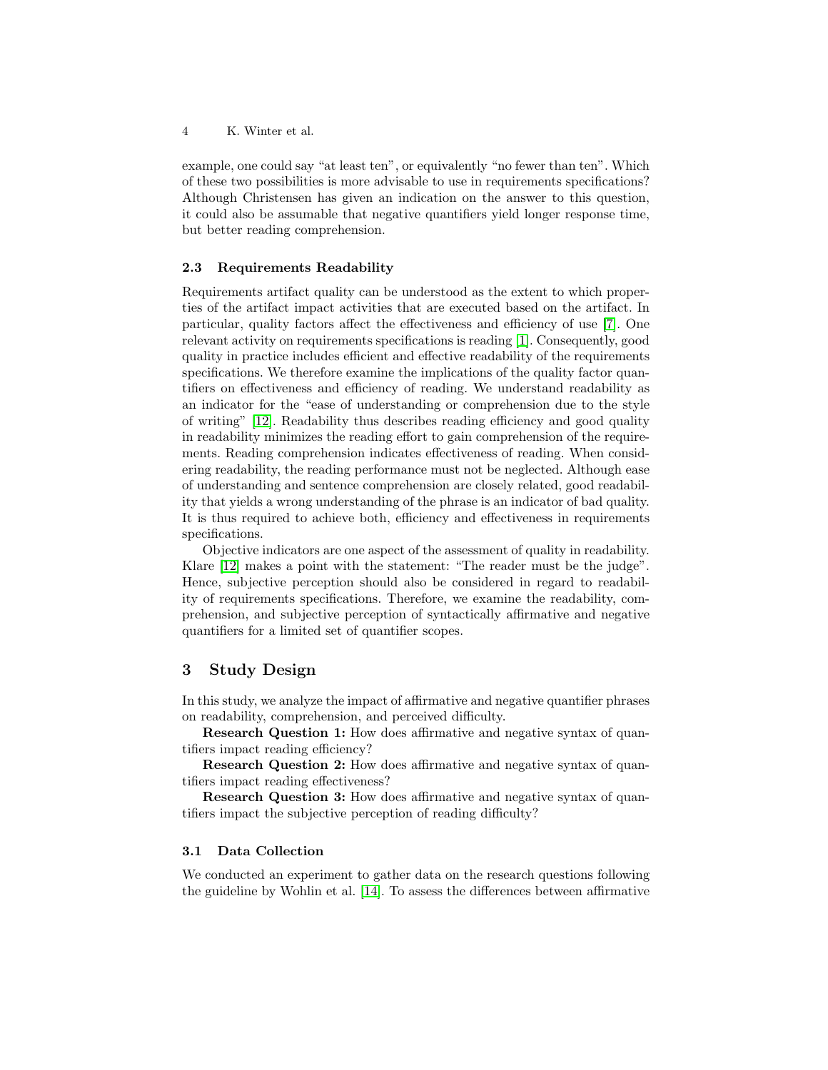example, one could say "at least ten", or equivalently "no fewer than ten". Which of these two possibilities is more advisable to use in requirements specifications? Although Christensen has given an indication on the answer to this question, it could also be assumable that negative quantifiers yield longer response time, but better reading comprehension.

### 2.3 Requirements Readability

Requirements artifact quality can be understood as the extent to which properties of the artifact impact activities that are executed based on the artifact. In particular, quality factors affect the effectiveness and efficiency of use [7]. One relevant activity on requirements specifications is reading [1]. Consequently, good quality in practice includes efficient and effective readability of the requirements specifications. We therefore examine the implications of the quality factor quantifiers on effectiveness and efficiency of reading. We understand readability as an indicator for the "ease of understanding or comprehension due to the style of writing" [12]. Readability thus describes reading efficiency and good quality in readability minimizes the reading effort to gain comprehension of the requirements. Reading comprehension indicates effectiveness of reading. When considering readability, the reading performance must not be neglected. Although ease of understanding and sentence comprehension are closely related, good readability that yields a wrong understanding of the phrase is an indicator of bad quality. It is thus required to achieve both, efficiency and effectiveness in requirements specifications.

Objective indicators are one aspect of the assessment of quality in readability. Klare [12] makes a point with the statement: "The reader must be the judge". Hence, subjective perception should also be considered in regard to readability of requirements specifications. Therefore, we examine the readability, comprehension, and subjective perception of syntactically affirmative and negative quantifiers for a limited set of quantifier scopes.

## 3 Study Design

In this study, we analyze the impact of affirmative and negative quantifier phrases on readability, comprehension, and perceived difficulty.

**Research Question 1:** How does affirmative and negative syntax of quantifiers impact reading efficiency?

**Research Question 2:** How does affirmative and negative syntax of quantifiers impact reading effectiveness?

**Research Question 3:** How does affirmative and negative syntax of quantifiers impact the subjective perception of reading difficulty?

### 3.1 Data Collection

We conducted an experiment to gather data on the research questions following the guideline by Wohlin et al. [14]. To assess the differences between affirmative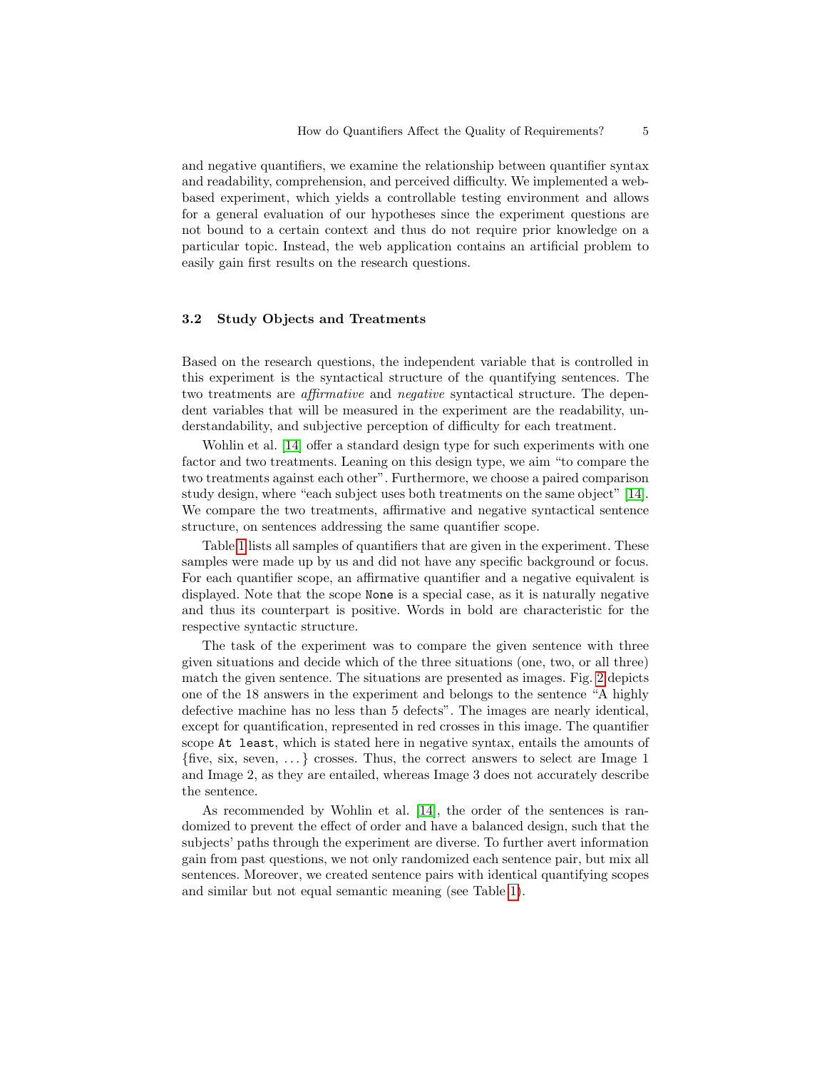and negative quantifiers, we examine the relationship between quantifier syntax and readability, comprehension, and perceived difficulty. We implemented a web-based experiment, which yields a controllable testing environment and allows for a general evaluation of our hypotheses since the experiment questions are not bound to a certain context and thus do not require prior knowledge on a particular topic. Instead, the web application contains an artificial problem to easily gain first results on the research questions.

### 3.2 Study Objects and Treatments

Based on the research questions, the independent variable that is controlled in this experiment is the syntactical structure of the quantifying sentences. The two treatments are *affirmative* and *negative* syntactical structure. The dependent variables that will be measured in the experiment are the readability, understandability, and subjective perception of difficulty for each treatment.

Wohlin et al. [14] offer a standard design type for such experiments with one factor and two treatments. Leaning on this design type, we aim "to compare the two treatments against each other". Furthermore, we choose a paired comparison study design, where "each subject uses both treatments on the same object" [14]. We compare the two treatments, affirmative and negative syntactical sentence structure, on sentences addressing the same quantifier scope.

Table 1 lists all samples of quantifiers that are given in the experiment. These samples were made up by us and did not have any specific background or focus. For each quantifier scope, an affirmative quantifier and a negative equivalent is displayed. Note that the scope `None` is a special case, as it is naturally negative and thus its counterpart is positive. Words in bold are characteristic for the respective syntactic structure.

The task of the experiment was to compare the given sentence with three given situations and decide which of the three situations (one, two, or all three) match the given sentence. The situations are presented as images. Fig. 2 depicts one of the 18 answers in the experiment and belongs to the sentence "A highly defective machine has no less than 5 defects". The images are nearly identical, except for quantification, represented in red crosses in this image. The quantifier scope `At least`, which is stated here in negative syntax, entails the amounts of {five, six, seven, ...} crosses. Thus, the correct answers to select are Image 1 and Image 2, as they are entailed, whereas Image 3 does not accurately describe the sentence.

As recommended by Wohlin et al. [14], the order of the sentences is randomized to prevent the effect of order and have a balanced design, such that the subjects' paths through the experiment are diverse. To further avert information gain from past questions, we not only randomized each sentence pair, but mix all sentences. Moreover, we created sentence pairs with identical quantifying scopes and similar but not equal semantic meaning (see Table 1).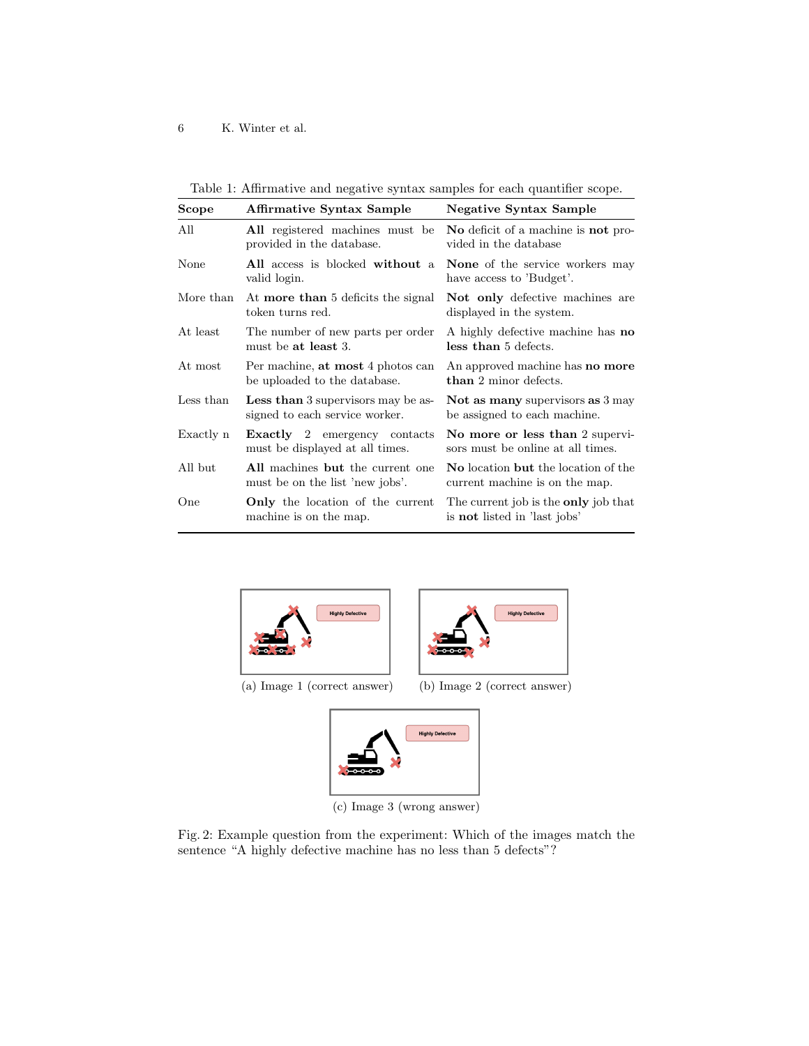Table 1: Affirmative and negative syntax samples for each quantifier scope.

| Scope | Affirmative Syntax Sample | Negative Syntax Sample |
|---|---|---|
| All | **All** registered machines must be provided in the database. | **No** deficit of a machine is **not** provided in the database |
| None | **All** access is blocked **without** a valid login. | **None** of the service workers may have access to 'Budget'. |
| More than | At **more than** 5 deficits the signal token turns red. | **Not only** defective machines are displayed in the system. |
| At least | The number of new parts per order must be **at least** 3. | A highly defective machine has **no less than** 5 defects. |
| At most | Per machine, **at most** 4 photos can be uploaded to the database. | An approved machine has **no more than** 2 minor defects. |
| Less than | **Less than** 3 supervisors may be assigned to each service worker. | **Not as many** supervisors **as** 3 may be assigned to each machine. |
| Exactly n | **Exactly** 2 emergency contacts must be displayed at all times. | **No more or less than** 2 supervisors must be online at all times. |
| All but | **All** machines **but** the current one must be on the list 'new jobs'. | **No** location **but** the location of the current machine is on the map. |
| One | **Only** the location of the current machine is on the map. | The current job is the **only** job that is **not** listed in 'last jobs' |

(a) Image 1 (correct answer)

(b) Image 2 (correct answer)

(c) Image 3 (wrong answer)

Fig. 2: Example question from the experiment: Which of the images match the sentence "A highly defective machine has no less than 5 defects"?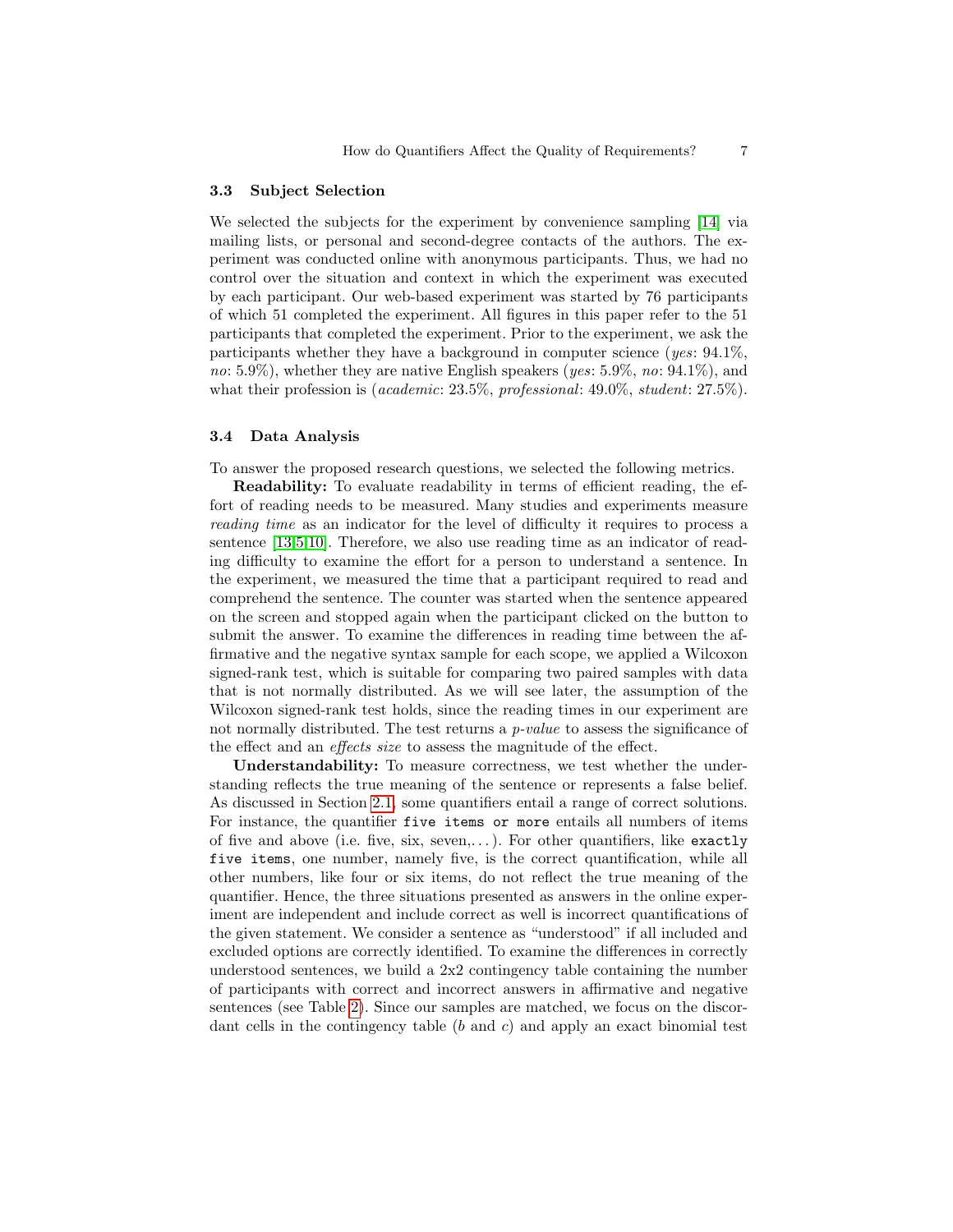### 3.3 Subject Selection

We selected the subjects for the experiment by convenience sampling [14] via mailing lists, or personal and second-degree contacts of the authors. The experiment was conducted online with anonymous participants. Thus, we had no control over the situation and context in which the experiment was executed by each participant. Our web-based experiment was started by 76 participants of which 51 completed the experiment. All figures in this paper refer to the 51 participants that completed the experiment. Prior to the experiment, we ask the participants whether they have a background in computer science (*yes*: 94.1%, *no*: 5.9%), whether they are native English speakers (*yes*: 5.9%, *no*: 94.1%), and what their profession is (*academic*: 23.5%, *professional*: 49.0%, *student*: 27.5%).

### 3.4 Data Analysis

To answer the proposed research questions, we selected the following metrics.

**Readability:** To evaluate readability in terms of efficient reading, the effort of reading needs to be measured. Many studies and experiments measure *reading time* as an indicator for the level of difficulty it requires to process a sentence [13,5,10]. Therefore, we also use reading time as an indicator of reading difficulty to examine the effort for a person to understand a sentence. In the experiment, we measured the time that a participant required to read and comprehend the sentence. The counter was started when the sentence appeared on the screen and stopped again when the participant clicked on the button to submit the answer. To examine the differences in reading time between the affirmative and the negative syntax sample for each scope, we applied a Wilcoxon signed-rank test, which is suitable for comparing two paired samples with data that is not normally distributed. As we will see later, the assumption of the Wilcoxon signed-rank test holds, since the reading times in our experiment are not normally distributed. The test returns a *p-value* to assess the significance of the effect and an *effects size* to assess the magnitude of the effect.

**Understandability:** To measure correctness, we test whether the understanding reflects the true meaning of the sentence or represents a false belief. As discussed in Section 2.1, some quantifiers entail a range of correct solutions. For instance, the quantifier `five items or more` entails all numbers of items of five and above (i.e. five, six, seven,...). For other quantifiers, like `exactly five items`, one number, namely five, is the correct quantification, while all other numbers, like four or six items, do not reflect the true meaning of the quantifier. Hence, the three situations presented as answers in the online experiment are independent and include correct as well is incorrect quantifications of the given statement. We consider a sentence as "understood" if all included and excluded options are correctly identified. To examine the differences in correctly understood sentences, we build a 2x2 contingency table containing the number of participants with correct and incorrect answers in affirmative and negative sentences (see Table 2). Since our samples are matched, we focus on the discordant cells in the contingency table ($b$ and $c$) and apply an exact binomial test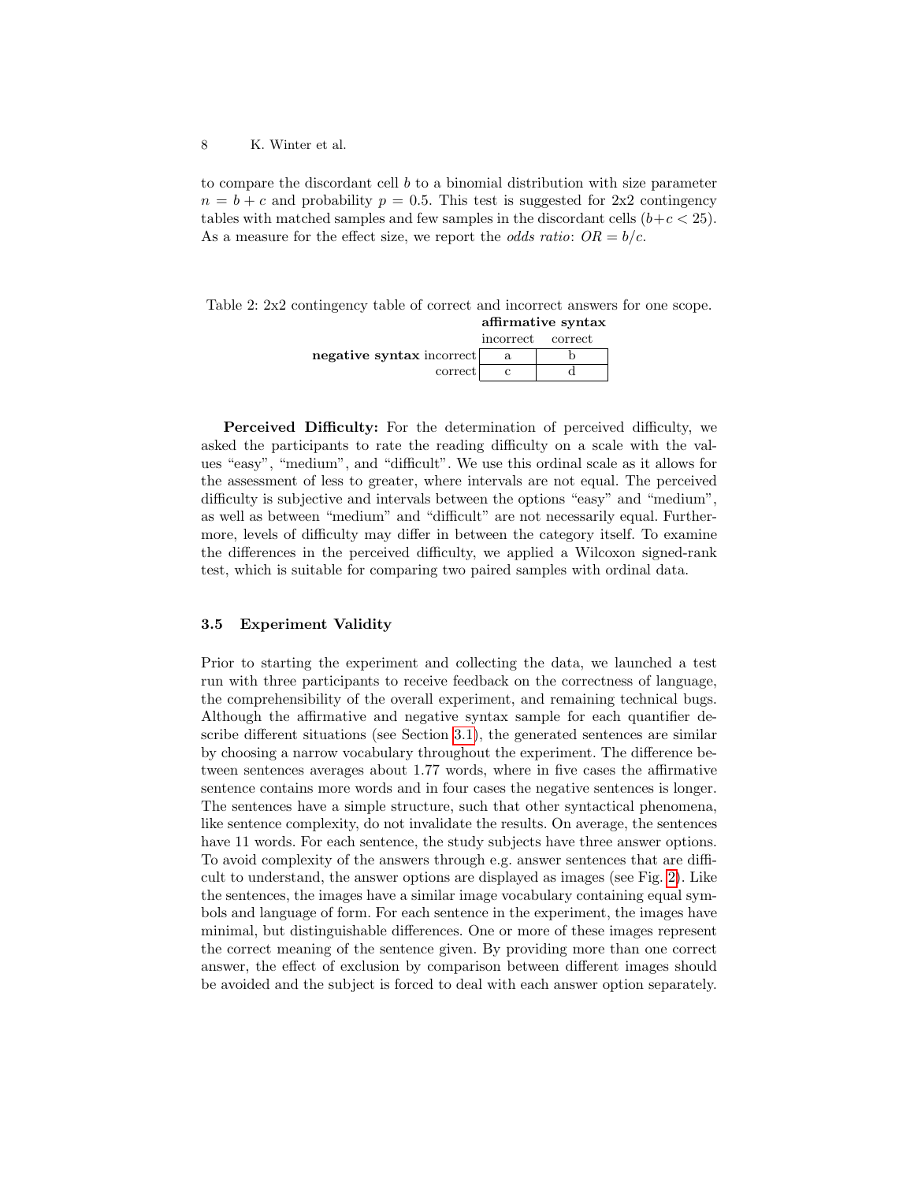to compare the discordant cell $b$ to a binomial distribution with size parameter $n = b + c$ and probability $p = 0.5$. This test is suggested for 2x2 contingency tables with matched samples and few samples in the discordant cells ($b+c < 25$). As a measure for the effect size, we report the *odds ratio*: $OR = b/c$.

Table 2: 2x2 contingency table of correct and incorrect answers for one scope.

| | | **affirmative syntax** | |
|---|---|---|---|
| | | incorrect | correct |
| **negative syntax** | incorrect | a | b |
| | correct | c | d |

**Perceived Difficulty:** For the determination of perceived difficulty, we asked the participants to rate the reading difficulty on a scale with the values "easy", "medium", and "difficult". We use this ordinal scale as it allows for the assessment of less to greater, where intervals are not equal. The perceived difficulty is subjective and intervals between the options "easy" and "medium", as well as between "medium" and "difficult" are not necessarily equal. Furthermore, levels of difficulty may differ in between the category itself. To examine the differences in the perceived difficulty, we applied a Wilcoxon signed-rank test, which is suitable for comparing two paired samples with ordinal data.

### 3.5 Experiment Validity

Prior to starting the experiment and collecting the data, we launched a test run with three participants to receive feedback on the correctness of language, the comprehensibility of the overall experiment, and remaining technical bugs. Although the affirmative and negative syntax sample for each quantifier describe different situations (see Section 3.1), the generated sentences are similar by choosing a narrow vocabulary throughout the experiment. The difference between sentences averages about 1.77 words, where in five cases the affirmative sentence contains more words and in four cases the negative sentences is longer. The sentences have a simple structure, such that other syntactical phenomena, like sentence complexity, do not invalidate the results. On average, the sentences have 11 words. For each sentence, the study subjects have three answer options. To avoid complexity of the answers through e.g. answer sentences that are difficult to understand, the answer options are displayed as images (see Fig. 2). Like the sentences, the images have a similar image vocabulary containing equal symbols and language of form. For each sentence in the experiment, the images have minimal, but distinguishable differences. One or more of these images represent the correct meaning of the sentence given. By providing more than one correct answer, the effect of exclusion by comparison between different images should be avoided and the subject is forced to deal with each answer option separately.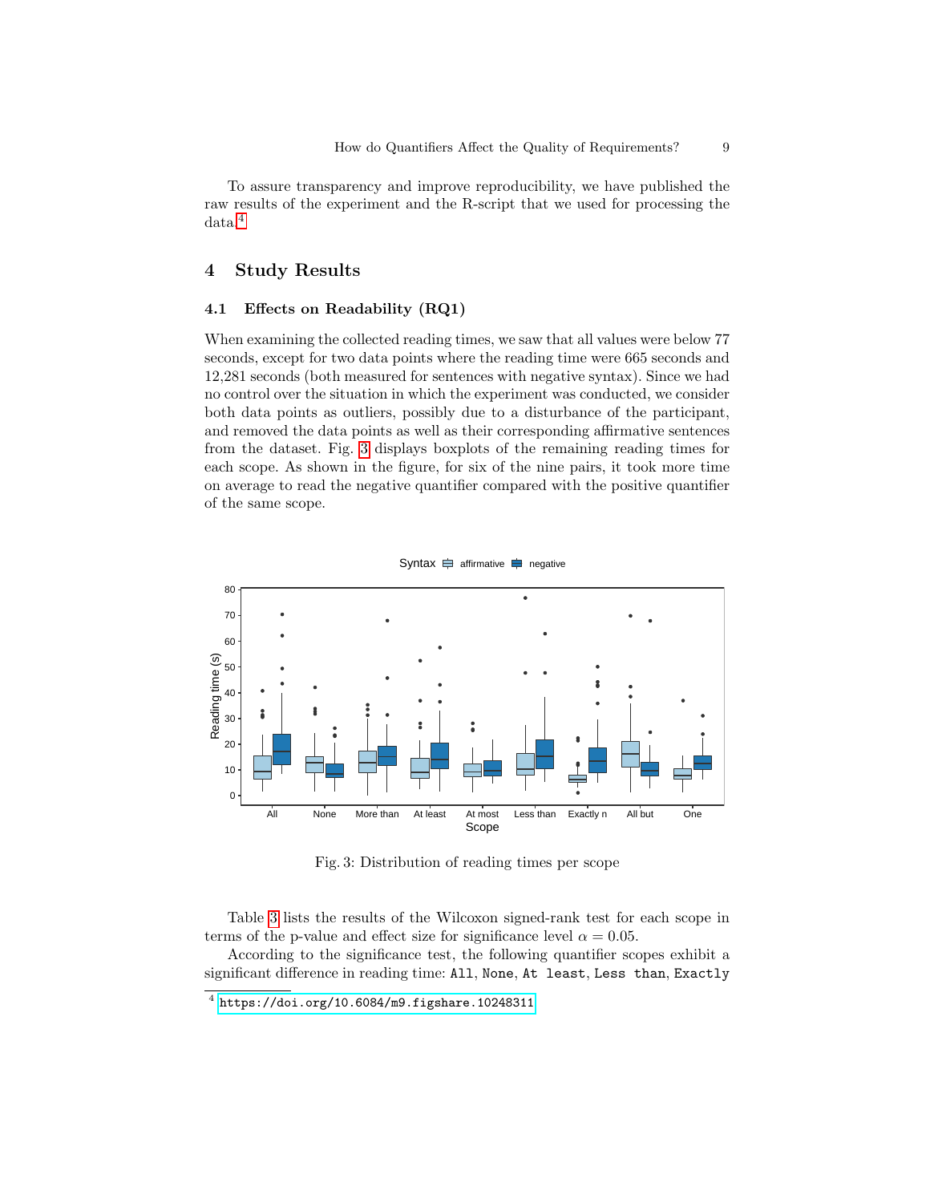To assure transparency and improve reproducibility, we have published the raw results of the experiment and the R-script that we used for processing the data.[4]

# 4 Study Results

## 4.1 Effects on Readability (RQ1)

When examining the collected reading times, we saw that all values were below 77 seconds, except for two data points where the reading time were 665 seconds and 12,281 seconds (both measured for sentences with negative syntax). Since we had no control over the situation in which the experiment was conducted, we consider both data points as outliers, possibly due to a disturbance of the participant, and removed the data points as well as their corresponding affirmative sentences from the dataset. Fig. 3 displays boxplots of the remaining reading times for each scope. As shown in the figure, for six of the nine pairs, it took more time on average to read the negative quantifier compared with the positive quantifier of the same scope.

Fig. 3: Distribution of reading times per scope

Table 3 lists the results of the Wilcoxon signed-rank test for each scope in terms of the p-value and effect size for significance level $\alpha = 0.05$.

According to the significance test, the following quantifier scopes exhibit a significant difference in reading time: `All`, `None`, `At least`, `Less than`, `Exactly`

[4] https://doi.org/10.6084/m9.figshare.10248311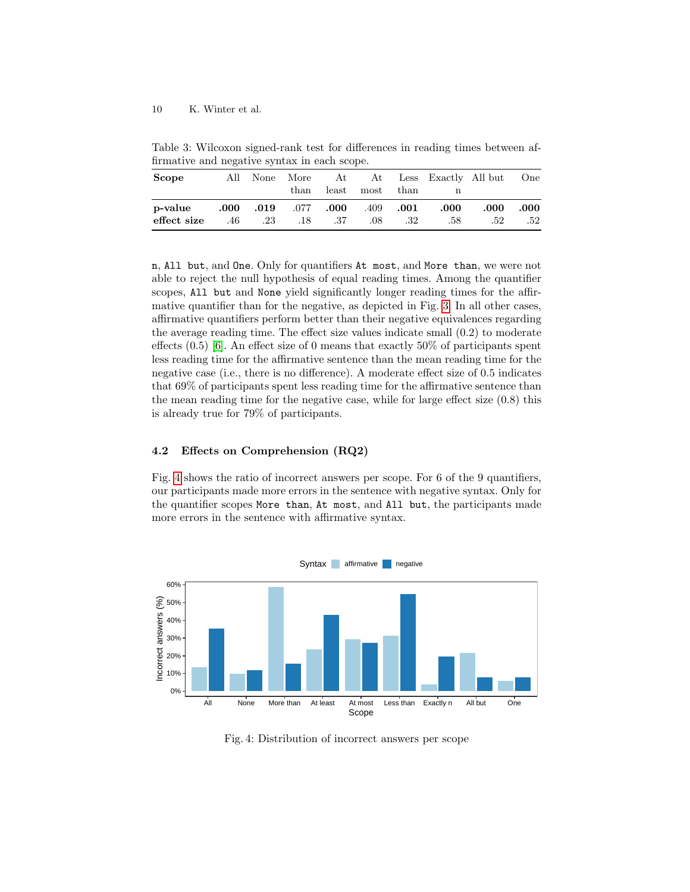Table 3: Wilcoxon signed-rank test for differences in reading times between affirmative and negative syntax in each scope.

| Scope | All | None | More than | At least | At most | Less than | Exactly n | All but | One |
|---|---|---|---|---|---|---|---|---|---|
| **p-value** | **.000** | **.019** | .077 | **.000** | .409 | **.001** | **.000** | **.000** | **.000** |
| **effect size** | .46 | .23 | .18 | .37 | .08 | .32 | .58 | .52 | .52 |

n, All but, and One. Only for quantifiers At most, and More than, we were not able to reject the null hypothesis of equal reading times. Among the quantifier scopes, All but and None yield significantly longer reading times for the affirmative quantifier than for the negative, as depicted in Fig. 3. In all other cases, affirmative quantifiers perform better than their negative equivalences regarding the average reading time. The effect size values indicate small (0.2) to moderate effects (0.5) [6]. An effect size of 0 means that exactly 50% of participants spent less reading time for the affirmative sentence than the mean reading time for the negative case (i.e., there is no difference). A moderate effect size of 0.5 indicates that 69% of participants spent less reading time for the affirmative sentence than the mean reading time for the negative case, while for large effect size (0.8) this is already true for 79% of participants.

### 4.2 Effects on Comprehension (RQ2)

Fig. 4 shows the ratio of incorrect answers per scope. For 6 of the 9 quantifiers, our participants made more errors in the sentence with negative syntax. Only for the quantifier scopes More than, At most, and All but, the participants made more errors in the sentence with affirmative syntax.

Fig. 4: Distribution of incorrect answers per scope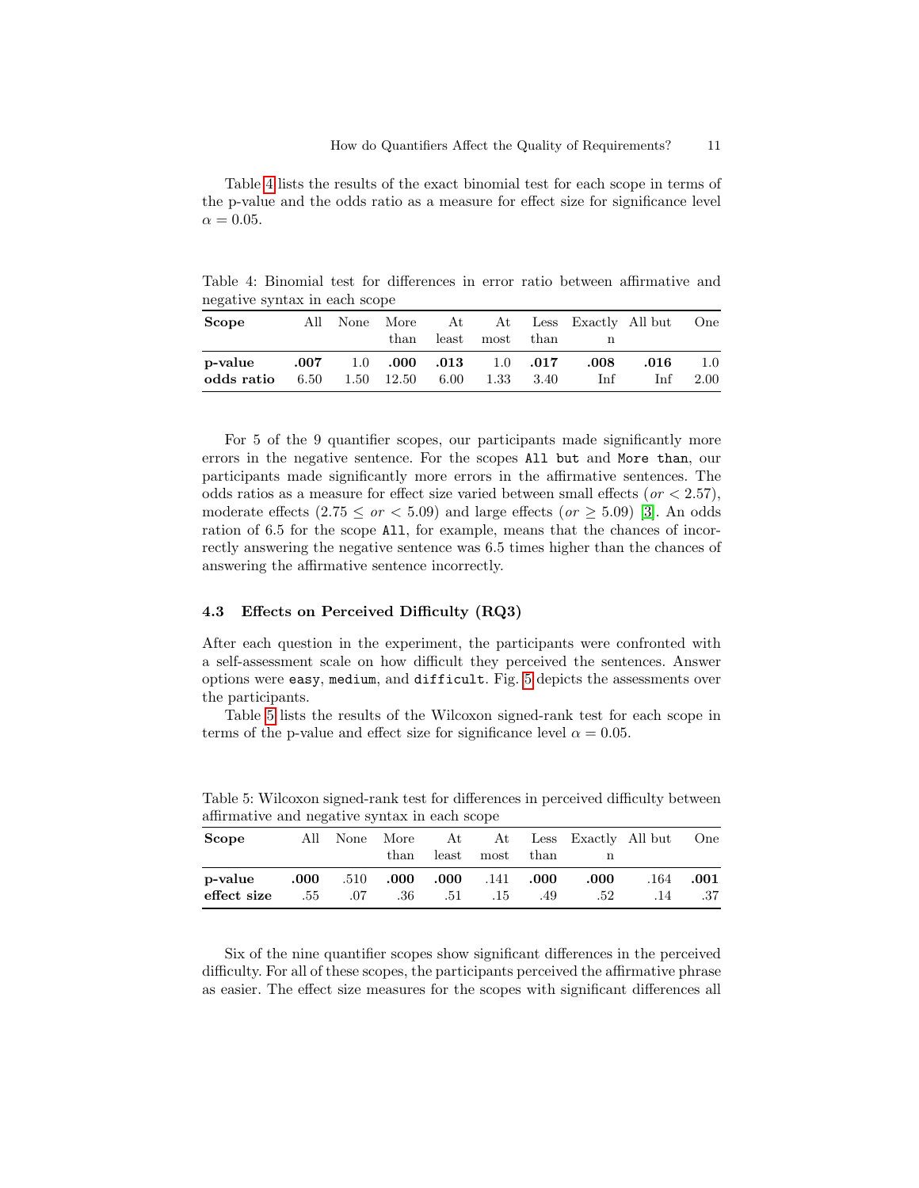Table 4 lists the results of the exact binomial test for each scope in terms of the p-value and the odds ratio as a measure for effect size for significance level $\alpha = 0.05$.

Table 4: Binomial test for differences in error ratio between affirmative and negative syntax in each scope

| Scope | All | None | More than | At least | At most | Less than | Exactly n | All but | One |
|---|---|---|---|---|---|---|---|---|---|
| **p-value** | **.007** | 1.0 | **.000** | **.013** | 1.0 | **.017** | **.008** | **.016** | 1.0 |
| **odds ratio** | 6.50 | 1.50 | 12.50 | 6.00 | 1.33 | 3.40 | Inf | Inf | 2.00 |

For 5 of the 9 quantifier scopes, our participants made significantly more errors in the negative sentence. For the scopes `All but` and `More than`, our participants made significantly more errors in the affirmative sentences. The odds ratios as a measure for effect size varied between small effects ($or < 2.57$), moderate effects ($2.75 \leq or < 5.09$) and large effects ($or \geq 5.09$) [3]. An odds ration of 6.5 for the scope `All`, for example, means that the chances of incorrectly answering the negative sentence was 6.5 times higher than the chances of answering the affirmative sentence incorrectly.

### 4.3 Effects on Perceived Difficulty (RQ3)

After each question in the experiment, the participants were confronted with a self-assessment scale on how difficult they perceived the sentences. Answer options were `easy`, `medium`, and `difficult`. Fig. 5 depicts the assessments over the participants.

Table 5 lists the results of the Wilcoxon signed-rank test for each scope in terms of the p-value and effect size for significance level $\alpha = 0.05$.

Table 5: Wilcoxon signed-rank test for differences in perceived difficulty between affirmative and negative syntax in each scope

| Scope | All | None | More than | At least | At most | Less than | Exactly n | All but | One |
|---|---|---|---|---|---|---|---|---|---|
| **p-value** | **.000** | .510 | **.000** | **.000** | .141 | **.000** | **.000** | .164 | **.001** |
| **effect size** | .55 | .07 | .36 | .51 | .15 | .49 | .52 | .14 | .37 |

Six of the nine quantifier scopes show significant differences in the perceived difficulty. For all of these scopes, the participants perceived the affirmative phrase as easier. The effect size measures for the scopes with significant differences all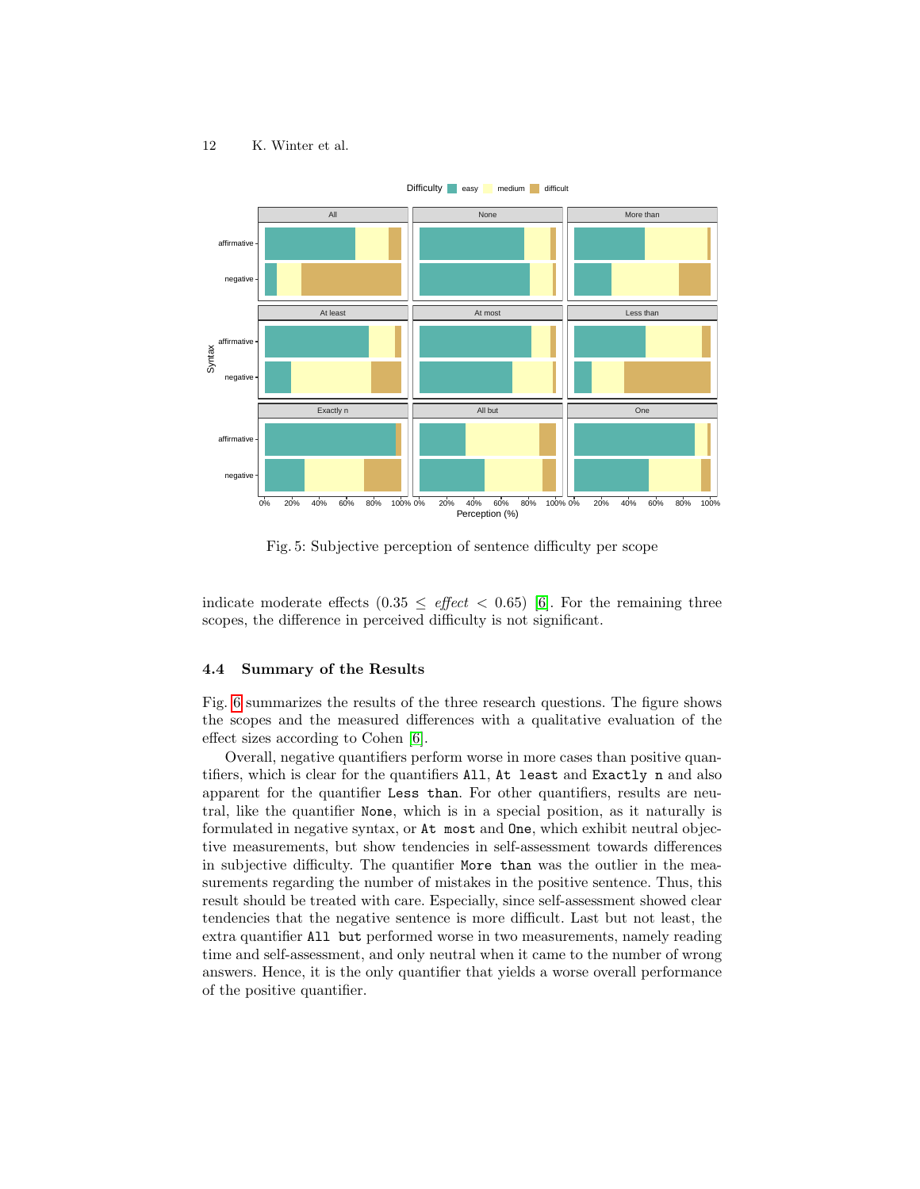Fig. 5: Subjective perception of sentence difficulty per scope

indicate moderate effects ($0.35 \leq effect < 0.65$) [6]. For the remaining three scopes, the difference in perceived difficulty is not significant.

### 4.4 Summary of the Results

Fig. 6 summarizes the results of the three research questions. The figure shows the scopes and the measured differences with a qualitative evaluation of the effect sizes according to Cohen [6].

Overall, negative quantifiers perform worse in more cases than positive quantifiers, which is clear for the quantifiers `All`, `At least` and `Exactly n` and also apparent for the quantifier `Less than`. For other quantifiers, results are neutral, like the quantifier `None`, which is in a special position, as it naturally is formulated in negative syntax, or `At most` and `One`, which exhibit neutral objective measurements, but show tendencies in self-assessment towards differences in subjective difficulty. The quantifier `More than` was the outlier in the measurements regarding the number of mistakes in the positive sentence. Thus, this result should be treated with care. Especially, since self-assessment showed clear tendencies that the negative sentence is more difficult. Last but not least, the extra quantifier `All but` performed worse in two measurements, namely reading time and self-assessment, and only neutral when it came to the number of wrong answers. Hence, it is the only quantifier that yields a worse overall performance of the positive quantifier.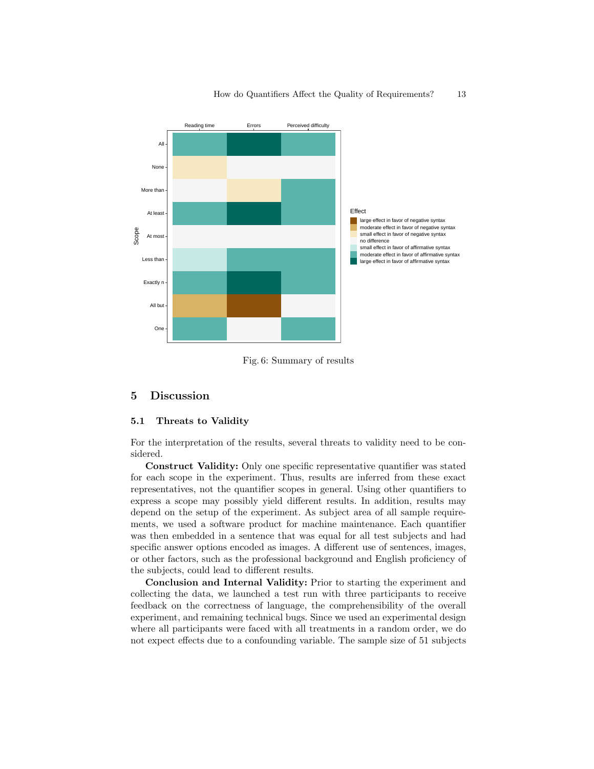Fig. 6: Summary of results

## 5 Discussion

### 5.1 Threats to Validity

For the interpretation of the results, several threats to validity need to be considered.

**Construct Validity:** Only one specific representative quantifier was stated for each scope in the experiment. Thus, results are inferred from these exact representatives, not the quantifier scopes in general. Using other quantifiers to express a scope may possibly yield different results. In addition, results may depend on the setup of the experiment. As subject area of all sample requirements, we used a software product for machine maintenance. Each quantifier was then embedded in a sentence that was equal for all test subjects and had specific answer options encoded as images. A different use of sentences, images, or other factors, such as the professional background and English proficiency of the subjects, could lead to different results.

**Conclusion and Internal Validity:** Prior to starting the experiment and collecting the data, we launched a test run with three participants to receive feedback on the correctness of language, the comprehensibility of the overall experiment, and remaining technical bugs. Since we used an experimental design where all participants were faced with all treatments in a random order, we do not expect effects due to a confounding variable. The sample size of 51 subjects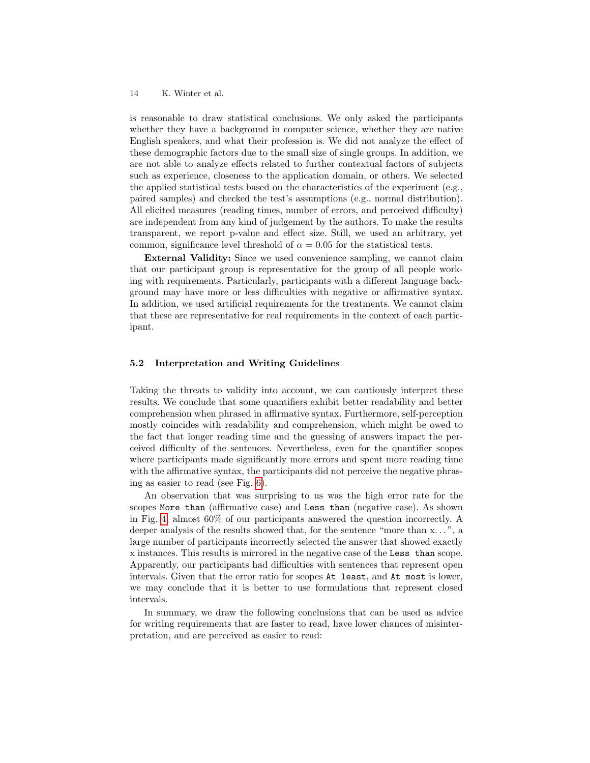is reasonable to draw statistical conclusions. We only asked the participants whether they have a background in computer science, whether they are native English speakers, and what their profession is. We did not analyze the effect of these demographic factors due to the small size of single groups. In addition, we are not able to analyze effects related to further contextual factors of subjects such as experience, closeness to the application domain, or others. We selected the applied statistical tests based on the characteristics of the experiment (e.g., paired samples) and checked the test's assumptions (e.g., normal distribution). All elicited measures (reading times, number of errors, and perceived difficulty) are independent from any kind of judgement by the authors. To make the results transparent, we report p-value and effect size. Still, we used an arbitrary, yet common, significance level threshold of $\alpha = 0.05$ for the statistical tests.

**External Validity:** Since we used convenience sampling, we cannot claim that our participant group is representative for the group of all people working with requirements. Particularly, participants with a different language background may have more or less difficulties with negative or affirmative syntax. In addition, we used artificial requirements for the treatments. We cannot claim that these are representative for real requirements in the context of each participant.

### 5.2 Interpretation and Writing Guidelines

Taking the threats to validity into account, we can cautiously interpret these results. We conclude that some quantifiers exhibit better readability and better comprehension when phrased in affirmative syntax. Furthermore, self-perception mostly coincides with readability and comprehension, which might be owed to the fact that longer reading time and the guessing of answers impact the perceived difficulty of the sentences. Nevertheless, even for the quantifier scopes where participants made significantly more errors and spent more reading time with the affirmative syntax, the participants did not perceive the negative phrasing as easier to read (see Fig. 6).

An observation that was surprising to us was the high error rate for the scopes `More than` (affirmative case) and `Less than` (negative case). As shown in Fig. 4, almost 60% of our participants answered the question incorrectly. A deeper analysis of the results showed that, for the sentence "more than x. . . ", a large number of participants incorrectly selected the answer that showed exactly x instances. This results is mirrored in the negative case of the `Less than` scope. Apparently, our participants had difficulties with sentences that represent open intervals. Given that the error ratio for scopes `At least`, and `At most` is lower, we may conclude that it is better to use formulations that represent closed intervals.

In summary, we draw the following conclusions that can be used as advice for writing requirements that are faster to read, have lower chances of misinterpretation, and are perceived as easier to read: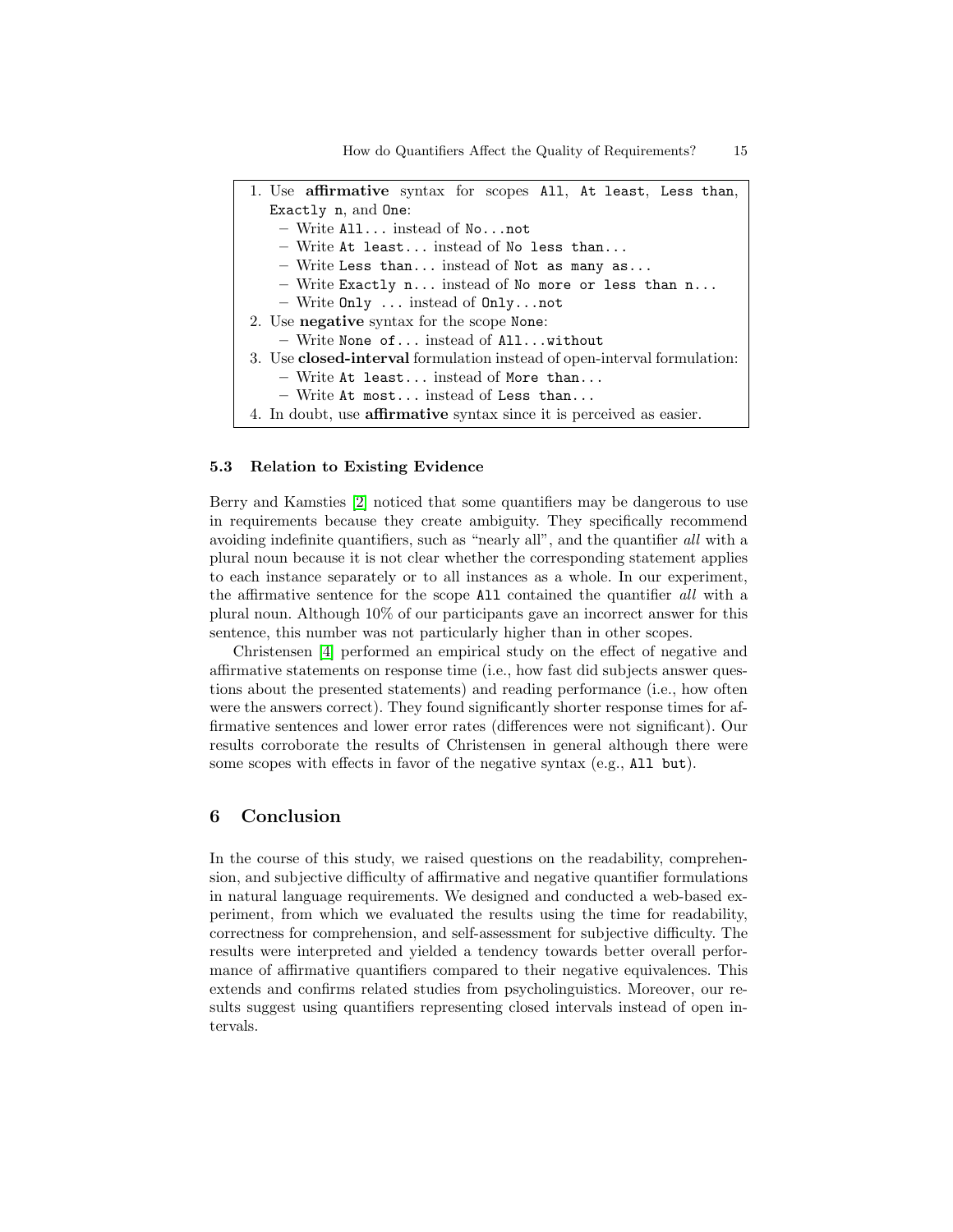1. Use **affirmative** syntax for scopes `All`, `At least`, `Less than`, `Exactly n`, and `One`:
   - Write `All...` instead of `No...not`
   - Write `At least...` instead of `No less than...`
   - Write `Less than...` instead of `Not as many as...`
   - Write `Exactly n...` instead of `No more or less than n...`
   - Write `Only ...` instead of `Only...not`
2. Use **negative** syntax for the scope `None`:
   - Write `None of...` instead of `All...without`
3. Use **closed-interval** formulation instead of open-interval formulation:
   - Write `At least...` instead of `More than...`
   - Write `At most...` instead of `Less than...`
4. In doubt, use **affirmative** syntax since it is perceived as easier.

### 5.3 Relation to Existing Evidence

Berry and Kamsties [2] noticed that some quantifiers may be dangerous to use in requirements because they create ambiguity. They specifically recommend avoiding indefinite quantifiers, such as "nearly all", and the quantifier *all* with a plural noun because it is not clear whether the corresponding statement applies to each instance separately or to all instances as a whole. In our experiment, the affirmative sentence for the scope `All` contained the quantifier *all* with a plural noun. Although 10% of our participants gave an incorrect answer for this sentence, this number was not particularly higher than in other scopes.

Christensen [4] performed an empirical study on the effect of negative and affirmative statements on response time (i.e., how fast did subjects answer questions about the presented statements) and reading performance (i.e., how often were the answers correct). They found significantly shorter response times for affirmative sentences and lower error rates (differences were not significant). Our results corroborate the results of Christensen in general although there were some scopes with effects in favor of the negative syntax (e.g., `All but`).

## 6 Conclusion

In the course of this study, we raised questions on the readability, comprehension, and subjective difficulty of affirmative and negative quantifier formulations in natural language requirements. We designed and conducted a web-based experiment, from which we evaluated the results using the time for readability, correctness for comprehension, and self-assessment for subjective difficulty. The results were interpreted and yielded a tendency towards better overall performance of affirmative quantifiers compared to their negative equivalences. This extends and confirms related studies from psycholinguistics. Moreover, our results suggest using quantifiers representing closed intervals instead of open intervals.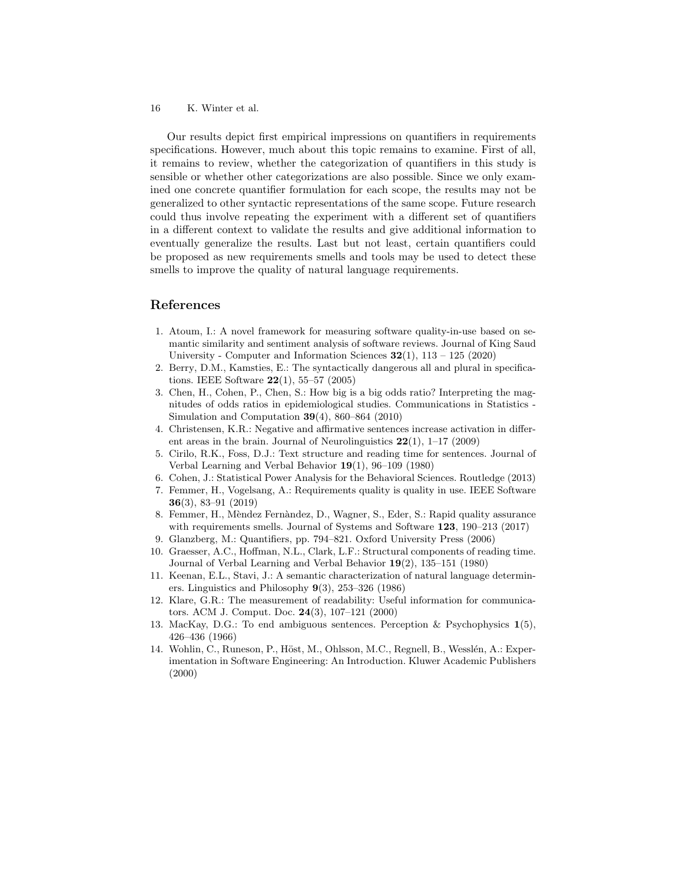Our results depict first empirical impressions on quantifiers in requirements specifications. However, much about this topic remains to examine. First of all, it remains to review, whether the categorization of quantifiers in this study is sensible or whether other categorizations are also possible. Since we only examined one concrete quantifier formulation for each scope, the results may not be generalized to other syntactic representations of the same scope. Future research could thus involve repeating the experiment with a different set of quantifiers in a different context to validate the results and give additional information to eventually generalize the results. Last but not least, certain quantifiers could be proposed as new requirements smells and tools may be used to detect these smells to improve the quality of natural language requirements.

## References

1. Atoum, I.: A novel framework for measuring software quality-in-use based on semantic similarity and sentiment analysis of software reviews. Journal of King Saud University - Computer and Information Sciences **32**(1), 113 – 125 (2020)
2. Berry, D.M., Kamsties, E.: The syntactically dangerous all and plural in specifications. IEEE Software **22**(1), 55–57 (2005)
3. Chen, H., Cohen, P., Chen, S.: How big is a big odds ratio? Interpreting the magnitudes of odds ratios in epidemiological studies. Communications in Statistics - Simulation and Computation **39**(4), 860–864 (2010)
4. Christensen, K.R.: Negative and affirmative sentences increase activation in different areas in the brain. Journal of Neurolinguistics **22**(1), 1–17 (2009)
5. Cirilo, R.K., Foss, D.J.: Text structure and reading time for sentences. Journal of Verbal Learning and Verbal Behavior **19**(1), 96–109 (1980)
6. Cohen, J.: Statistical Power Analysis for the Behavioral Sciences. Routledge (2013)
7. Femmer, H., Vogelsang, A.: Requirements quality is quality in use. IEEE Software **36**(3), 83–91 (2019)
8. Femmer, H., Mèndez Fernàndez, D., Wagner, S., Eder, S.: Rapid quality assurance with requirements smells. Journal of Systems and Software **123**, 190–213 (2017)
9. Glanzberg, M.: Quantifiers, pp. 794–821. Oxford University Press (2006)
10. Graesser, A.C., Hoffman, N.L., Clark, L.F.: Structural components of reading time. Journal of Verbal Learning and Verbal Behavior **19**(2), 135–151 (1980)
11. Keenan, E.L., Stavi, J.: A semantic characterization of natural language determiners. Linguistics and Philosophy **9**(3), 253–326 (1986)
12. Klare, G.R.: The measurement of readability: Useful information for communicators. ACM J. Comput. Doc. **24**(3), 107–121 (2000)
13. MacKay, D.G.: To end ambiguous sentences. Perception & Psychophysics **1**(5), 426–436 (1966)
14. Wohlin, C., Runeson, P., Höst, M., Ohlsson, M.C., Regnell, B., Wesslén, A.: Experimentation in Software Engineering: An Introduction. Kluwer Academic Publishers (2000)